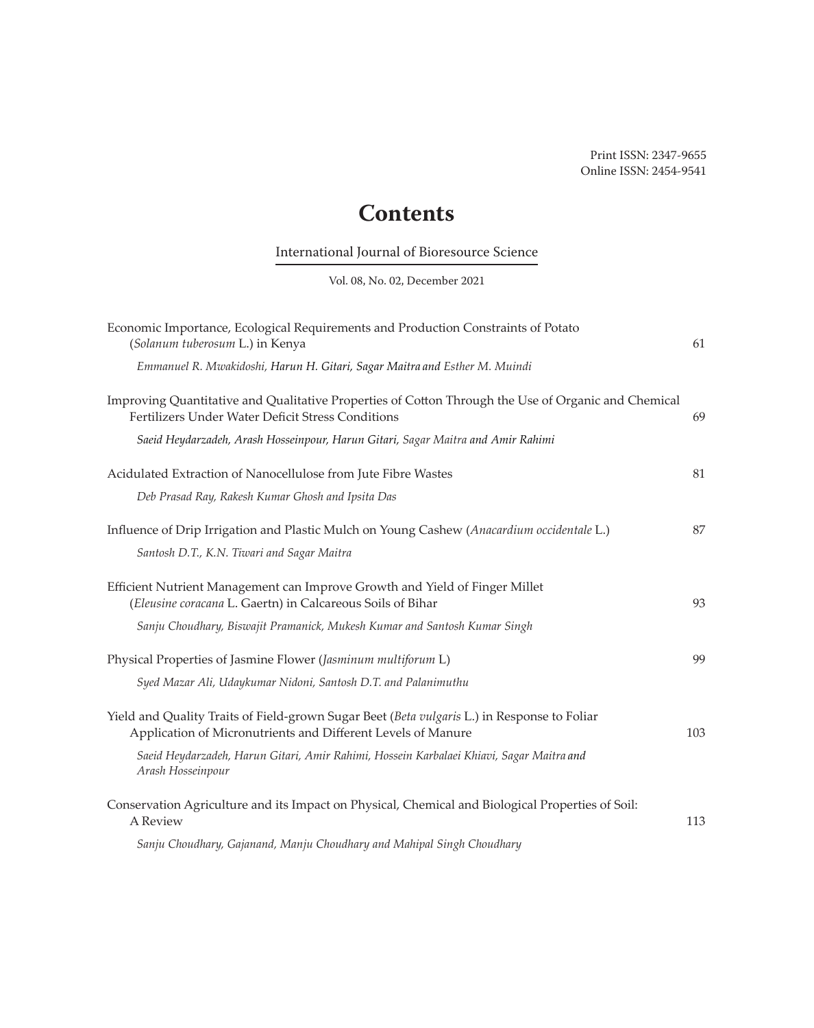Print ISSN: 2347-9655
Online ISSN: 2454-9541

# Contents

International Journal of Bioresource Science

Vol. 08, No. 02, December 2021

| | |
|---|---|
| Economic Importance, Ecological Requirements and Production Constraints of Potato (*Solanum tuberosum* L.) in Kenya<br>*Emmanuel R. Mwakidoshi, Harun H. Gitari, Sagar Maitra and Esther M. Muindi* | 61 |
| Improving Quantitative and Qualitative Properties of Cotton Through the Use of Organic and Chemical Fertilizers Under Water Deficit Stress Conditions<br>*Saeid Heydarzadeh, Arash Hosseinpour, Harun Gitari, Sagar Maitra and Amir Rahimi* | 69 |
| Acidulated Extraction of Nanocellulose from Jute Fibre Wastes<br>*Deb Prasad Ray, Rakesh Kumar Ghosh and Ipsita Das* | 81 |
| Influence of Drip Irrigation and Plastic Mulch on Young Cashew (*Anacardium occidentale* L.)<br>*Santosh D.T., K.N. Tiwari and Sagar Maitra* | 87 |
| Efficient Nutrient Management can Improve Growth and Yield of Finger Millet (*Eleusine coracana* L. Gaertn) in Calcareous Soils of Bihar<br>*Sanju Choudhary, Biswajit Pramanick, Mukesh Kumar and Santosh Kumar Singh* | 93 |
| Physical Properties of Jasmine Flower (*Jasminum multiforum* L)<br>*Syed Mazar Ali, Udaykumar Nidoni, Santosh D.T. and Palanimuthu* | 99 |
| Yield and Quality Traits of Field-grown Sugar Beet (*Beta vulgaris* L.) in Response to Foliar Application of Micronutrients and Different Levels of Manure<br>*Saeid Heydarzadeh, Harun Gitari, Amir Rahimi, Hossein Karbalaei Khiavi, Sagar Maitra and Arash Hosseinpour* | 103 |
| Conservation Agriculture and its Impact on Physical, Chemical and Biological Properties of Soil: A Review<br>*Sanju Choudhary, Gajanand, Manju Choudhary and Mahipal Singh Choudhary* | 113 |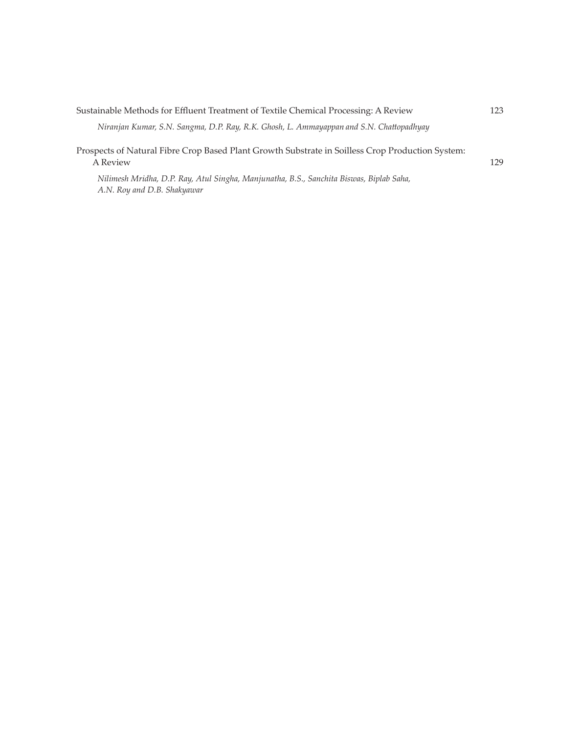Sustainable Methods for Effluent Treatment of Textile Chemical Processing: A Review 123

*Niranjan Kumar, S.N. Sangma, D.P. Ray, R.K. Ghosh, L. Ammayappan and S.N. Chattopadhyay*

Prospects of Natural Fibre Crop Based Plant Growth Substrate in Soilless Crop Production System: A Review 129

*Nilimesh Mridha, D.P. Ray, Atul Singha, Manjunatha, B.S., Sanchita Biswas, Biplab Saha, A.N. Roy and D.B. Shakyawar*